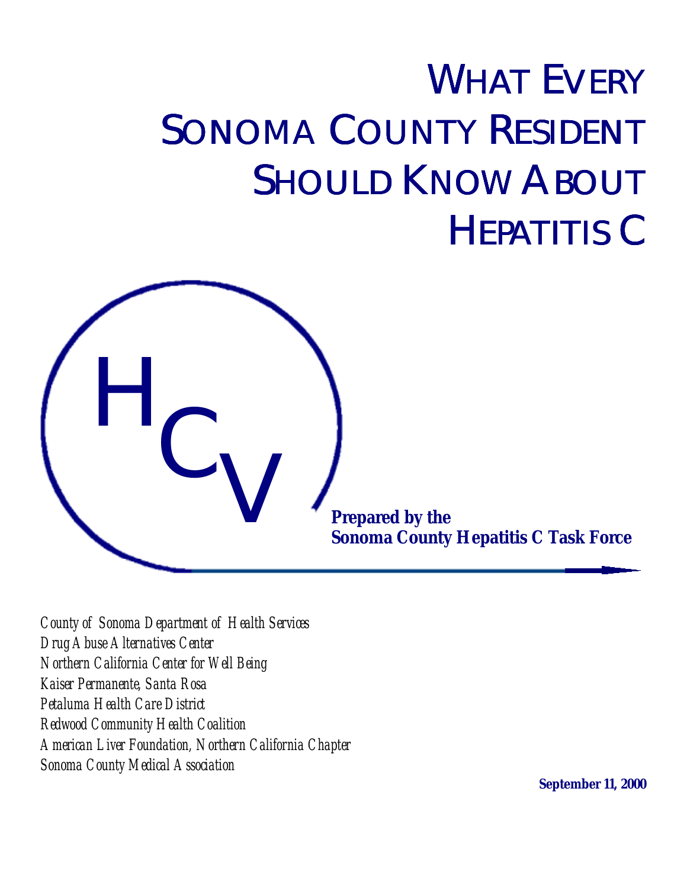# WHAT EVERY SONOMA COUNTY RESIDENT SHOULD KNOW ABOUT HEPATITIS C

HCV

**Prepared by the**
**Sonoma County Hepatitis C Task Force**

*County of Sonoma Department of Health Services*
*Drug Abuse Alternatives Center*
*Northern California Center for Well Being*
*Kaiser Permanente, Santa Rosa*
*Petaluma Health Care District*
*Redwood Community Health Coalition*
*American Liver Foundation, Northern California Chapter*
*Sonoma County Medical Association*

**September 11, 2000**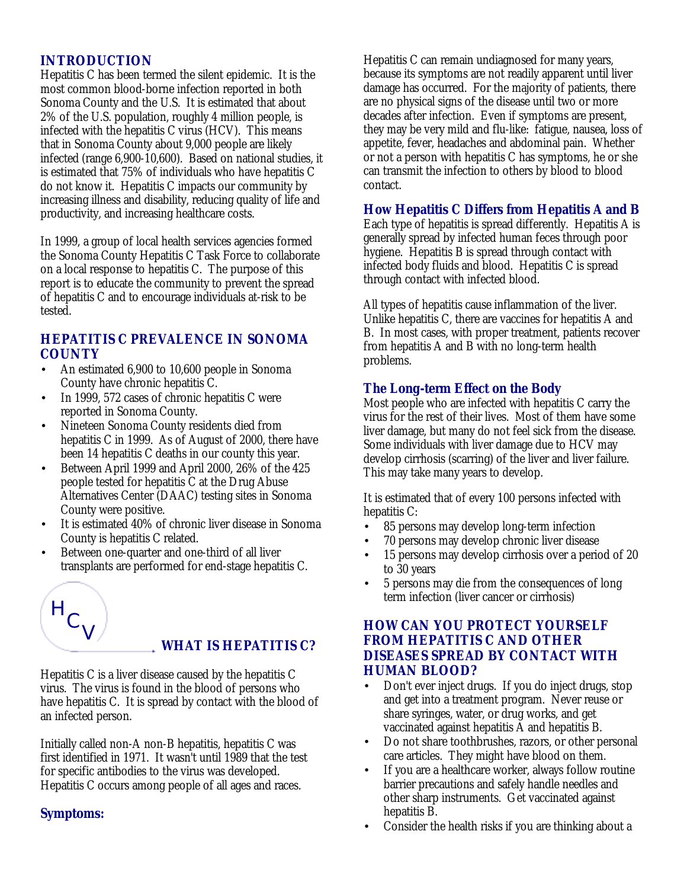## INTRODUCTION

Hepatitis C has been termed the silent epidemic. It is the most common blood-borne infection reported in both Sonoma County and the U.S. It is estimated that about 2% of the U.S. population, roughly 4 million people, is infected with the hepatitis C virus (HCV). This means that in Sonoma County about 9,000 people are likely infected (range 6,900-10,600). Based on national studies, it is estimated that 75% of individuals who have hepatitis C do not know it. Hepatitis C impacts our community by increasing illness and disability, reducing quality of life and productivity, and increasing healthcare costs.

In 1999, a group of local health services agencies formed the Sonoma County Hepatitis C Task Force to collaborate on a local response to hepatitis C. The purpose of this report is to educate the community to prevent the spread of hepatitis C and to encourage individuals at-risk to be tested.

## HEPATITIS C PREVALENCE IN SONOMA COUNTY

- An estimated 6,900 to 10,600 people in Sonoma County have chronic hepatitis C.
- In 1999, 572 cases of chronic hepatitis C were reported in Sonoma County.
- Nineteen Sonoma County residents died from hepatitis C in 1999. As of August of 2000, there have been 14 hepatitis C deaths in our county this year.
- Between April 1999 and April 2000, 26% of the 425 people tested for hepatitis C at the Drug Abuse Alternatives Center (DAAC) testing sites in Sonoma County were positive.
- It is estimated 40% of chronic liver disease in Sonoma County is hepatitis C related.
- Between one-quarter and one-third of all liver transplants are performed for end-stage hepatitis C.

HCV

## WHAT IS HEPATITIS C?

Hepatitis C is a liver disease caused by the hepatitis C virus. The virus is found in the blood of persons who have hepatitis C. It is spread by contact with the blood of an infected person.

Initially called non-A non-B hepatitis, hepatitis C was first identified in 1971. It wasn't until 1989 that the test for specific antibodies to the virus was developed. Hepatitis C occurs among people of all ages and races.

### Symptoms:

Hepatitis C can remain undiagnosed for many years, because its symptoms are not readily apparent until liver damage has occurred. For the majority of patients, there are no physical signs of the disease until two or more decades after infection. Even if symptoms are present, they may be very mild and flu-like: fatigue, nausea, loss of appetite, fever, headaches and abdominal pain. Whether or not a person with hepatitis C has symptoms, he or she can transmit the infection to others by blood to blood contact.

### How Hepatitis C Differs from Hepatitis A and B

Each type of hepatitis is spread differently. Hepatitis A is generally spread by infected human feces through poor hygiene. Hepatitis B is spread through contact with infected body fluids and blood. Hepatitis C is spread through contact with infected blood.

All types of hepatitis cause inflammation of the liver. Unlike hepatitis C, there are vaccines for hepatitis A and B. In most cases, with proper treatment, patients recover from hepatitis A and B with no long-term health problems.

### The Long-term Effect on the Body

Most people who are infected with hepatitis C carry the virus for the rest of their lives. Most of them have some liver damage, but many do not feel sick from the disease. Some individuals with liver damage due to HCV may develop cirrhosis (scarring) of the liver and liver failure. This may take many years to develop.

It is estimated that of every 100 persons infected with hepatitis C:

- 85 persons may develop long-term infection
- 70 persons may develop chronic liver disease
- 15 persons may develop cirrhosis over a period of 20 to 30 years
- 5 persons may die from the consequences of long term infection (liver cancer or cirrhosis)

## HOW CAN YOU PROTECT YOURSELF FROM HEPATITIS C AND OTHER DISEASES SPREAD BY CONTACT WITH HUMAN BLOOD?

- Don't ever inject drugs. If you do inject drugs, stop and get into a treatment program. Never reuse or share syringes, water, or drug works, and get vaccinated against hepatitis A and hepatitis B.
- Do not share toothbrushes, razors, or other personal care articles. They might have blood on them.
- If you are a healthcare worker, always follow routine barrier precautions and safely handle needles and other sharp instruments. Get vaccinated against hepatitis B.
- Consider the health risks if you are thinking about a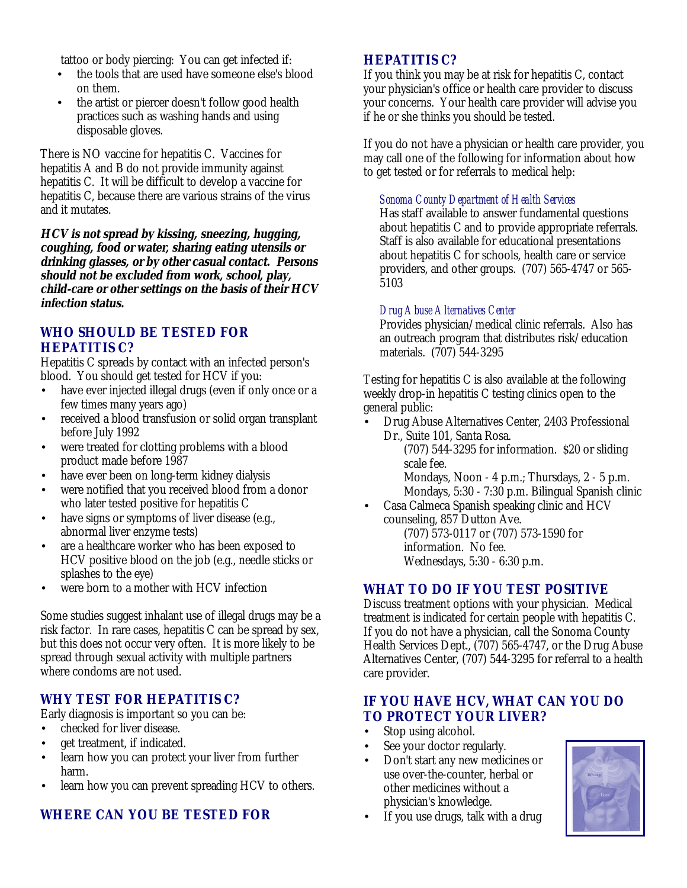tattoo or body piercing: You can get infected if:

- the tools that are used have someone else's blood on them.
- the artist or piercer doesn't follow good health practices such as washing hands and using disposable gloves.

There is NO vaccine for hepatitis C. Vaccines for hepatitis A and B do not provide immunity against hepatitis C. It will be difficult to develop a vaccine for hepatitis C, because there are various strains of the virus and it mutates.

***HCV is not spread by kissing, sneezing, hugging, coughing, food or water, sharing eating utensils or drinking glasses, or by other casual contact. Persons should not be excluded from work, school, play, child-care or other settings on the basis of their HCV infection status.***

## WHO SHOULD BE TESTED FOR HEPATITIS C?

Hepatitis C spreads by contact with an infected person's blood. You should get tested for HCV if you:

- have ever injected illegal drugs (even if only once or a few times many years ago)
- received a blood transfusion or solid organ transplant before July 1992
- were treated for clotting problems with a blood product made before 1987
- have ever been on long-term kidney dialysis
- were notified that you received blood from a donor who later tested positive for hepatitis C
- have signs or symptoms of liver disease (e.g., abnormal liver enzyme tests)
- are a healthcare worker who has been exposed to HCV positive blood on the job (e.g., needle sticks or splashes to the eye)
- were born to a mother with HCV infection

Some studies suggest inhalant use of illegal drugs may be a risk factor. In rare cases, hepatitis C can be spread by sex, but this does not occur very often. It is more likely to be spread through sexual activity with multiple partners where condoms are not used.

## WHY TEST FOR HEPATITIS C?

Early diagnosis is important so you can be:

- checked for liver disease.
- get treatment, if indicated.
- learn how you can protect your liver from further harm.
- learn how you can prevent spreading HCV to others.

## WHERE CAN YOU BE TESTED FOR HEPATITIS C?

If you think you may be at risk for hepatitis C, contact your physician's office or health care provider to discuss your concerns. Your health care provider will advise you if he or she thinks you should be tested.

If you do not have a physician or health care provider, you may call one of the following for information about how to get tested or for referrals to medical help:

*Sonoma County Department of Health Services*
Has staff available to answer fundamental questions about hepatitis C and to provide appropriate referrals. Staff is also available for educational presentations about hepatitis C for schools, health care or service providers, and other groups. (707) 565-4747 or 565-5103

*Drug Abuse Alternatives Center*
Provides physician/medical clinic referrals. Also has an outreach program that distributes risk/education materials. (707) 544-3295

Testing for hepatitis C is also available at the following weekly drop-in hepatitis C testing clinics open to the general public:

- Drug Abuse Alternatives Center, 2403 Professional Dr., Suite 101, Santa Rosa.
  (707) 544-3295 for information. $20 or sliding scale fee.
  Mondays, Noon - 4 p.m.; Thursdays, 2 - 5 p.m.
  Mondays, 5:30 - 7:30 p.m. Bilingual Spanish clinic
- Casa Calmeca Spanish speaking clinic and HCV counseling, 857 Dutton Ave.
  (707) 573-0117 or (707) 573-1590 for information. No fee.
  Wednesdays, 5:30 - 6:30 p.m.

## WHAT TO DO IF YOU TEST POSITIVE

Discuss treatment options with your physician. Medical treatment is indicated for certain people with hepatitis C. If you do not have a physician, call the Sonoma County Health Services Dept., (707) 565-4747, or the Drug Abuse Alternatives Center, (707) 544-3295 for referral to a health care provider.

## IF YOU HAVE HCV, WHAT CAN YOU DO TO PROTECT YOUR LIVER?

- Stop using alcohol.
- See your doctor regularly.
- Don't start any new medicines or use over-the-counter, herbal or other medicines without a physician's knowledge.
- If you use drugs, talk with a drug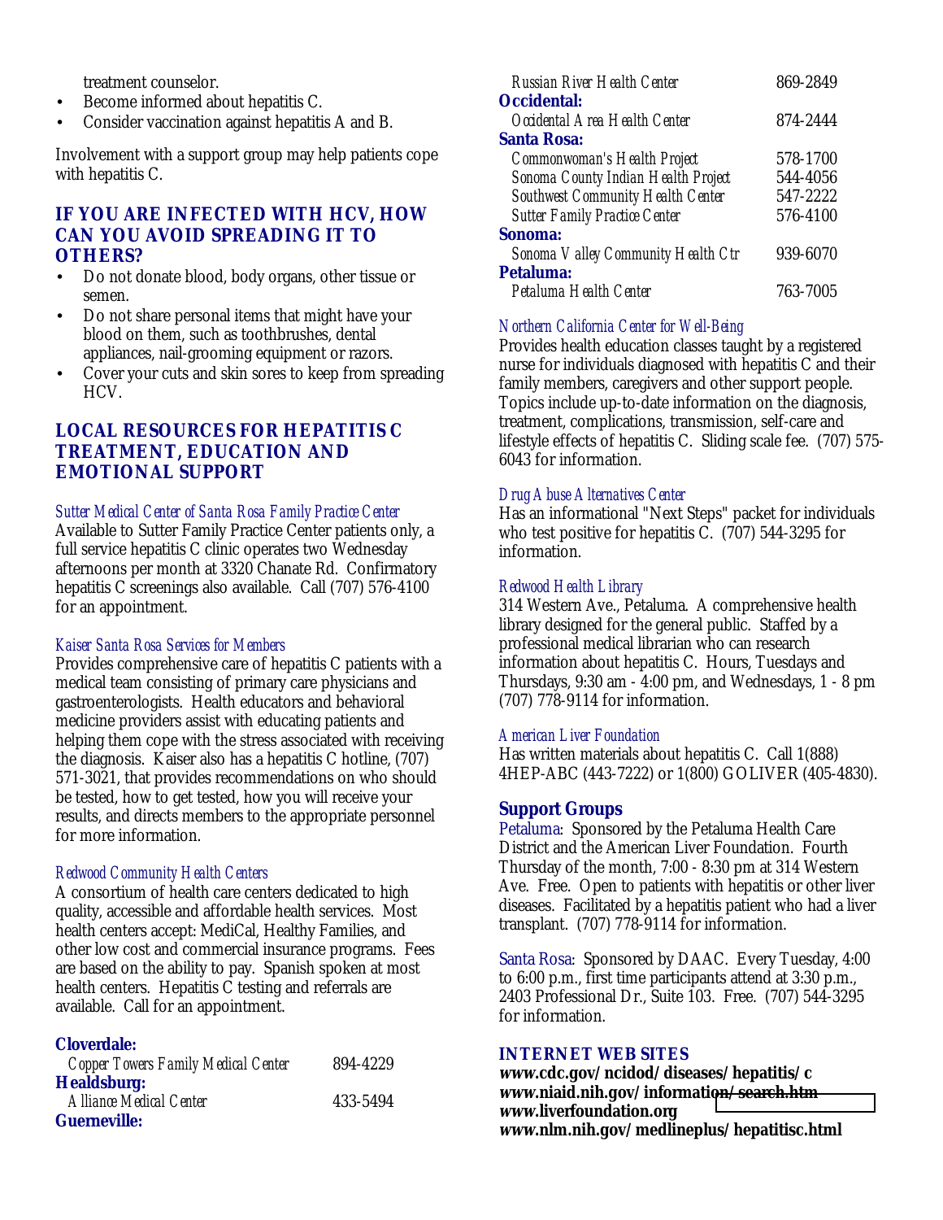treatment counselor.

- Become informed about hepatitis C.
- Consider vaccination against hepatitis A and B.

Involvement with a support group may help patients cope with hepatitis C.

## IF YOU ARE INFECTED WITH HCV, HOW CAN YOU AVOID SPREADING IT TO OTHERS?

- Do not donate blood, body organs, other tissue or semen.
- Do not share personal items that might have your blood on them, such as toothbrushes, dental appliances, nail-grooming equipment or razors.
- Cover your cuts and skin sores to keep from spreading HCV.

## LOCAL RESOURCES FOR HEPATITIS C TREATMENT, EDUCATION AND EMOTIONAL SUPPORT

*Sutter Medical Center of Santa Rosa Family Practice Center*
Available to Sutter Family Practice Center patients only, a full service hepatitis C clinic operates two Wednesday afternoons per month at 3320 Chanate Rd. Confirmatory hepatitis C screenings also available. Call (707) 576-4100 for an appointment.

*Kaiser Santa Rosa Services for Members*
Provides comprehensive care of hepatitis C patients with a medical team consisting of primary care physicians and gastroenterologists. Health educators and behavioral medicine providers assist with educating patients and helping them cope with the stress associated with receiving the diagnosis. Kaiser also has a hepatitis C hotline, (707) 571-3021, that provides recommendations on who should be tested, how to get tested, how you will receive your results, and directs members to the appropriate personnel for more information.

*Redwood Community Health Centers*
A consortium of health care centers dedicated to high quality, accessible and affordable health services. Most health centers accept: MediCal, Healthy Families, and other low cost and commercial insurance programs. Fees are based on the ability to pay. Spanish spoken at most health centers. Hepatitis C testing and referrals are available. Call for an appointment.

**Cloverdale:**
*Copper Towers Family Medical Center* 894-4229
**Healdsburg:**
*Alliance Medical Center* 433-5494
**Guerneville:**
*Russian River Health Center* 869-2849
**Occidental:**
*Occidental Area Health Center* 874-2444
**Santa Rosa:**
*Commonwoman's Health Project* 578-1700
*Sonoma County Indian Health Project* 544-4056
*Southwest Community Health Center* 547-2222
*Sutter Family Practice Center* 576-4100
**Sonoma:**
*Sonoma Valley Community Health Ctr* 939-6070
**Petaluma:**
*Petaluma Health Center* 763-7005

*Northern California Center for Well-Being*
Provides health education classes taught by a registered nurse for individuals diagnosed with hepatitis C and their family members, caregivers and other support people. Topics include up-to-date information on the diagnosis, treatment, complications, transmission, self-care and lifestyle effects of hepatitis C. Sliding scale fee. (707) 575-6043 for information.

*Drug Abuse Alternatives Center*
Has an informational "Next Steps" packet for individuals who test positive for hepatitis C. (707) 544-3295 for information.

*Redwood Health Library*
314 Western Ave., Petaluma. A comprehensive health library designed for the general public. Staffed by a professional medical librarian who can research information about hepatitis C. Hours, Tuesdays and Thursdays, 9:30 am - 4:00 pm, and Wednesdays, 1 - 8 pm (707) 778-9114 for information.

*American Liver Foundation*
Has written materials about hepatitis C. Call 1(888) 4HEP-ABC (443-7222) or 1(800) GOLIVER (405-4830).

### Support Groups

Petaluma: Sponsored by the Petaluma Health Care District and the American Liver Foundation. Fourth Thursday of the month, 7:00 - 8:30 pm at 314 Western Ave. Free. Open to patients with hepatitis or other liver diseases. Facilitated by a hepatitis patient who had a liver transplant. (707) 778-9114 for information.

Santa Rosa: Sponsored by DAAC. Every Tuesday, 4:00 to 6:00 p.m., first time participants attend at 3:30 p.m., 2403 Professional Dr., Suite 103. Free. (707) 544-3295 for information.

## INTERNET WEB SITES

***www.*cdc.gov/ncidod/diseases/hepatitis/c**
***www.*niaid.nih.gov/information/search.htm**
***www.*liverfoundation.org**
***www.*nlm.nih.gov/medlineplus/hepatitisc.html**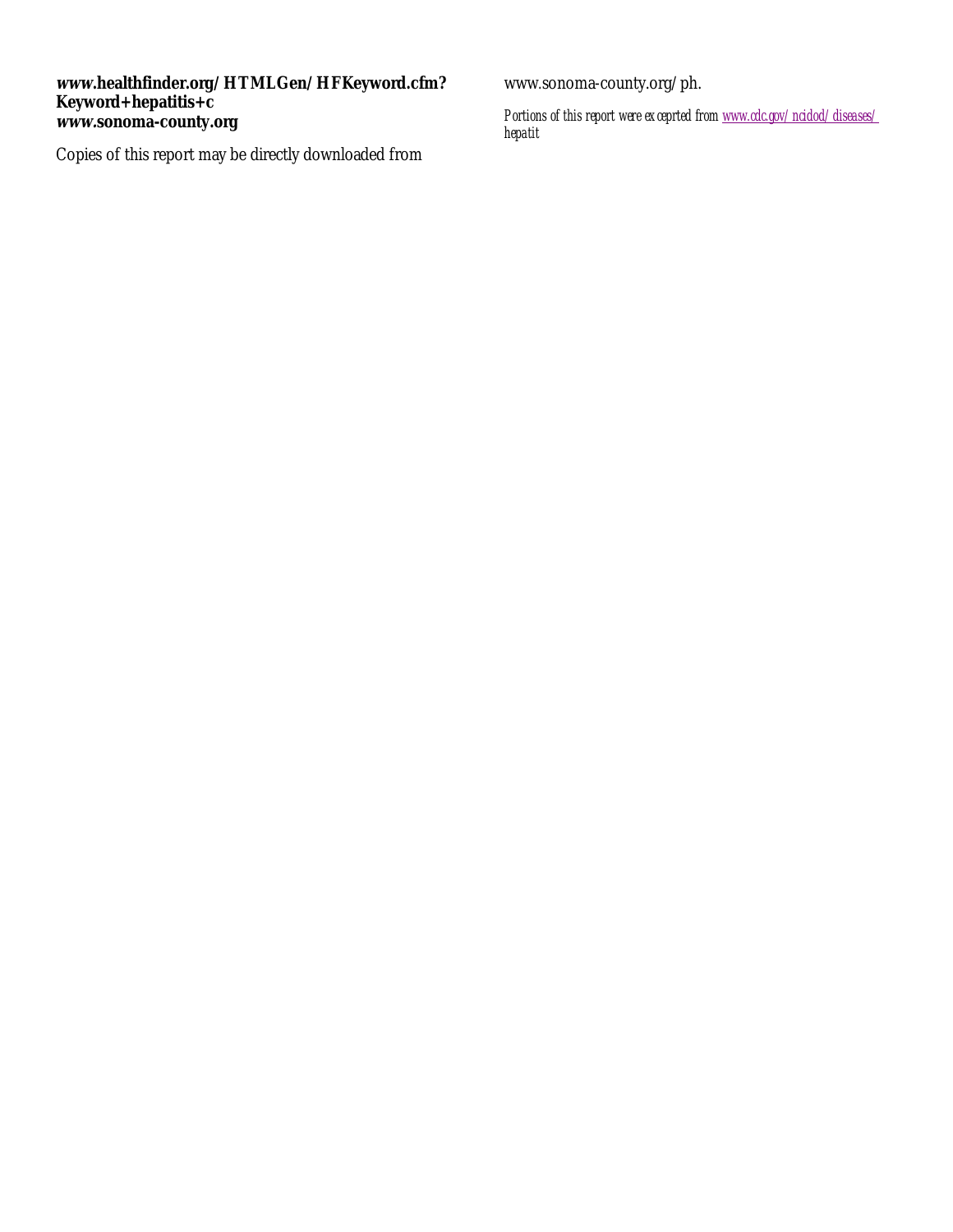***www*.healthfinder.org/HTMLGen/HFKeyword.cfm?**
**Keyword+hepatitis+c**
***www*.sonoma-county.org**

Copies of this report may be directly downloaded from www.sonoma-county.org/ph.

*Portions of this report were exceprted from www.cdc.gov/ncidod/diseases/hepatit*